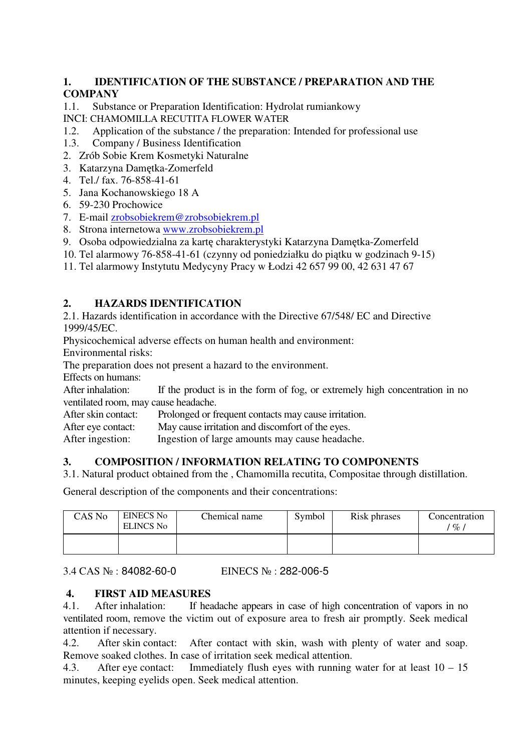## 1. IDENTIFICATION OF THE SUBSTANCE / PREPARATION AND THE COMPANY

1.1. Substance or Preparation Identification: Hydrolat rumiankowy

INCI: CHAMOMILLA RECUTITA FLOWER WATER

1.2. Application of the substance / the preparation: Intended for professional use

1.3. Company / Business Identification

2. Zrób Sobie Krem Kosmetyki Naturalne
3. Katarzyna Damętka-Zomerfeld
4. Tel./ fax. 76-858-41-61
5. Jana Kochanowskiego 18 A
6. 59-230 Prochowice
7. E-mail zrobsobiekrem@zrobsobiekrem.pl
8. Strona internetowa www.zrobsobiekrem.pl
9. Osoba odpowiedzialna za kartę charakterystyki Katarzyna Damętka-Zomerfeld
10. Tel alarmowy 76-858-41-61 (czynny od poniedziałku do piątku w godzinach 9-15)
11. Tel alarmowy Instytutu Medycyny Pracy w Łodzi 42 657 99 00, 42 631 47 67

## 2. HAZARDS IDENTIFICATION

2.1. Hazards identification in accordance with the Directive 67/548/ EC and Directive 1999/45/EC.

Physicochemical adverse effects on human health and environment:

Environmental risks:

The preparation does not present a hazard to the environment.

Effects on humans:

After inhalation: If the product is in the form of fog, or extremely high concentration in no ventilated room, may cause headache.

After skin contact: Prolonged or frequent contacts may cause irritation.

After eye contact: May cause irritation and discomfort of the eyes.

After ingestion: Ingestion of large amounts may cause headache.

## 3. COMPOSITION / INFORMATION RELATING TO COMPONENTS

3.1. Natural product obtained from the , Chamomilla recutita, Compositae through distillation.

General description of the components and their concentrations:

| CAS No | EINECS No ELINCS No | Chemical name | Symbol | Risk phrases | Concentration / % / |
|---|---|---|---|---|---|
| | | | | | |

3.4 CAS № : 84082-60-0 EINECS № : 282-006-5

## 4. FIRST AID MEASURES

4.1. After inhalation: If headache appears in case of high concentration of vapors in no ventilated room, remove the victim out of exposure area to fresh air promptly. Seek medical attention if necessary.

4.2. After skin contact: After contact with skin, wash with plenty of water and soap. Remove soaked clothes. In case of irritation seek medical attention.

4.3. After eye contact: Immediately flush eyes with running water for at least 10 – 15 minutes, keeping eyelids open. Seek medical attention.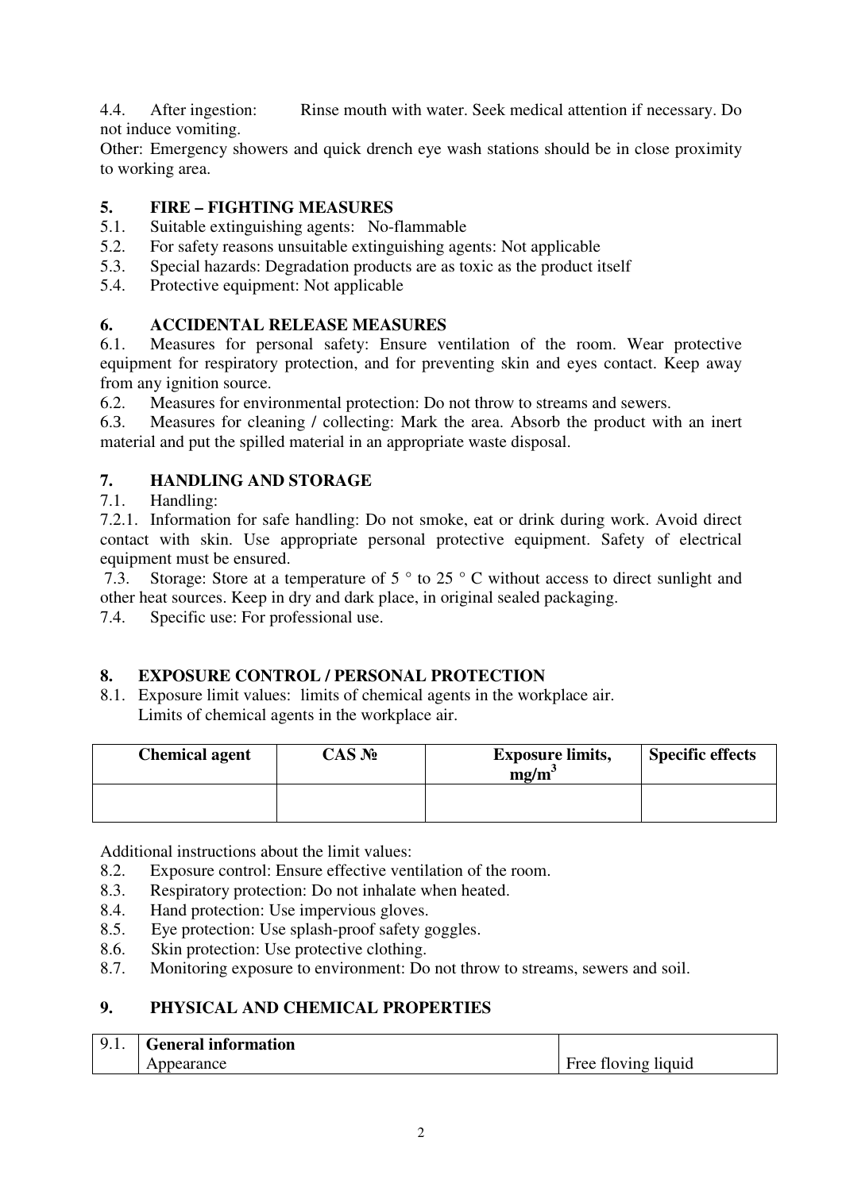4.4. After ingestion: Rinse mouth with water. Seek medical attention if necessary. Do not induce vomiting.

Other: Emergency showers and quick drench eye wash stations should be in close proximity to working area.

## 5. FIRE – FIGHTING MEASURES

5.1. Suitable extinguishing agents: No-flammable

5.2. For safety reasons unsuitable extinguishing agents: Not applicable

5.3. Special hazards: Degradation products are as toxic as the product itself

5.4. Protective equipment: Not applicable

## 6. ACCIDENTAL RELEASE MEASURES

6.1. Measures for personal safety: Ensure ventilation of the room. Wear protective equipment for respiratory protection, and for preventing skin and eyes contact. Keep away from any ignition source.

6.2. Measures for environmental protection: Do not throw to streams and sewers.

6.3. Measures for cleaning / collecting: Mark the area. Absorb the product with an inert material and put the spilled material in an appropriate waste disposal.

## 7. HANDLING AND STORAGE

7.1. Handling:

7.2.1. Information for safe handling: Do not smoke, eat or drink during work. Avoid direct contact with skin. Use appropriate personal protective equipment. Safety of electrical equipment must be ensured.

7.3. Storage: Store at a temperature of 5 ° to 25 ° C without access to direct sunlight and other heat sources. Keep in dry and dark place, in original sealed packaging.

7.4. Specific use: For professional use.

## 8. EXPOSURE CONTROL / PERSONAL PROTECTION

8.1. Exposure limit values: limits of chemical agents in the workplace air.
Limits of chemical agents in the workplace air.

| Chemical agent | CAS № | Exposure limits, $mg/m^3$ | Specific effects |
|---|---|---|---|
| | | | |

Additional instructions about the limit values:

8.2. Exposure control: Ensure effective ventilation of the room.

8.3. Respiratory protection: Do not inhalate when heated.

8.4. Hand protection: Use impervious gloves.

8.5. Eye protection: Use splash-proof safety goggles.

8.6. Skin protection: Use protective clothing.

8.7. Monitoring exposure to environment: Do not throw to streams, sewers and soil.

## 9. PHYSICAL AND CHEMICAL PROPERTIES

| 9.1. | General information | |
|---|---|---|
| | Appearance | Free floving liquid |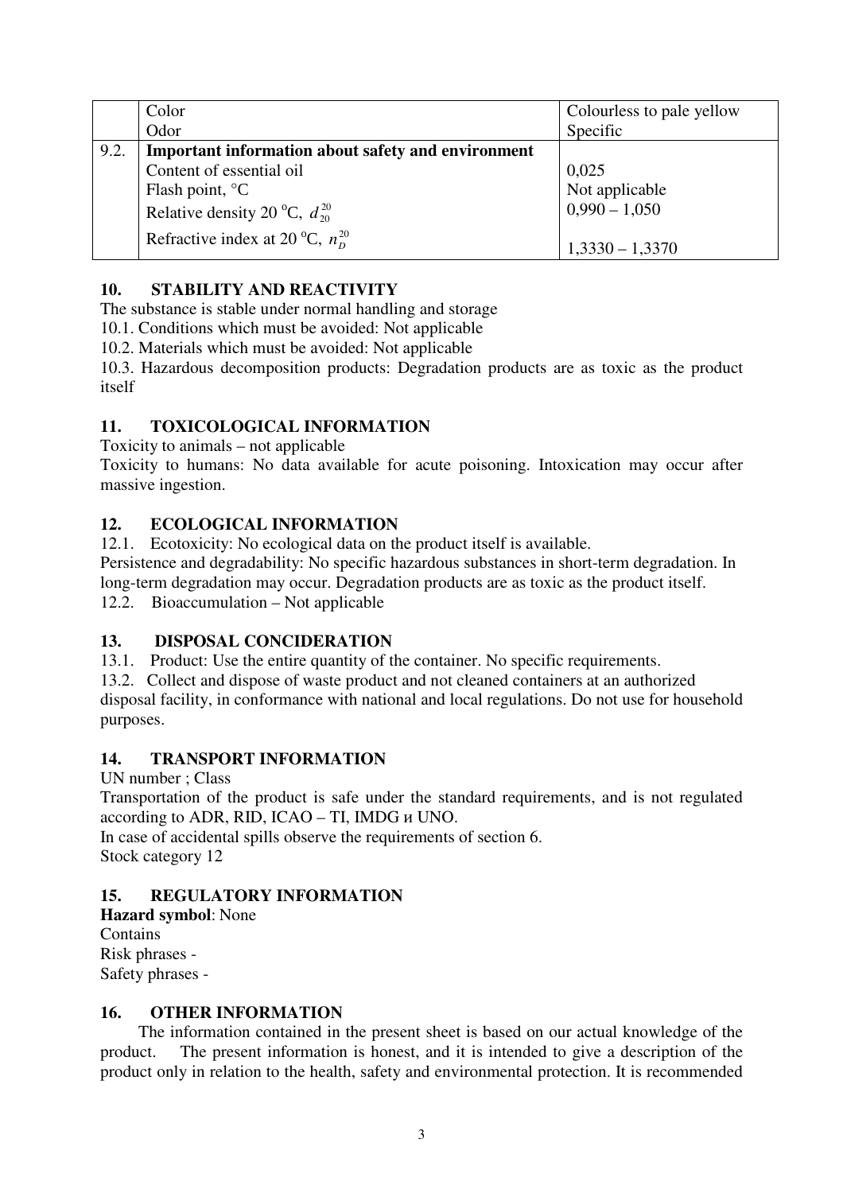|  |  |  |
|---|---|---|
|  | Color<br>Odor | Colourless to pale yellow<br>Specific |
| 9.2. | **Important information about safety and environment**<br>Content of essential oil<br>Flash point, °C<br>Relative density 20 °C, $d_{20}^{20}$<br>Refractive index at 20 °C, $n_D^{20}$ | <br>0,025<br>Not applicable<br>0,990 – 1,050<br>1,3330 – 1,3370 |

## 10. STABILITY AND REACTIVITY

The substance is stable under normal handling and storage

10.1. Conditions which must be avoided: Not applicable

10.2. Materials which must be avoided: Not applicable

10.3. Hazardous decomposition products: Degradation products are as toxic as the product itself

## 11. TOXICOLOGICAL INFORMATION

Toxicity to animals – not applicable

Toxicity to humans: No data available for acute poisoning. Intoxication may occur after massive ingestion.

## 12. ECOLOGICAL INFORMATION

12.1. Ecotoxicity: No ecological data on the product itself is available.

Persistence and degradability: No specific hazardous substances in short-term degradation. In long-term degradation may occur. Degradation products are as toxic as the product itself.

12.2. Bioaccumulation – Not applicable

## 13. DISPOSAL CONCIDERATION

13.1. Product: Use the entire quantity of the container. No specific requirements.

13.2. Collect and dispose of waste product and not cleaned containers at an authorized disposal facility, in conformance with national and local regulations. Do not use for household purposes.

## 14. TRANSPORT INFORMATION

UN number ; Class

Transportation of the product is safe under the standard requirements, and is not regulated according to ADR, RID, ICAO – TI, IMDG и UNO.

In case of accidental spills observe the requirements of section 6.

Stock category 12

## 15. REGULATORY INFORMATION

**Hazard symbol**: None

Contains

Risk phrases -

Safety phrases -

## 16. OTHER INFORMATION

The information contained in the present sheet is based on our actual knowledge of the product. The present information is honest, and it is intended to give a description of the product only in relation to the health, safety and environmental protection. It is recommended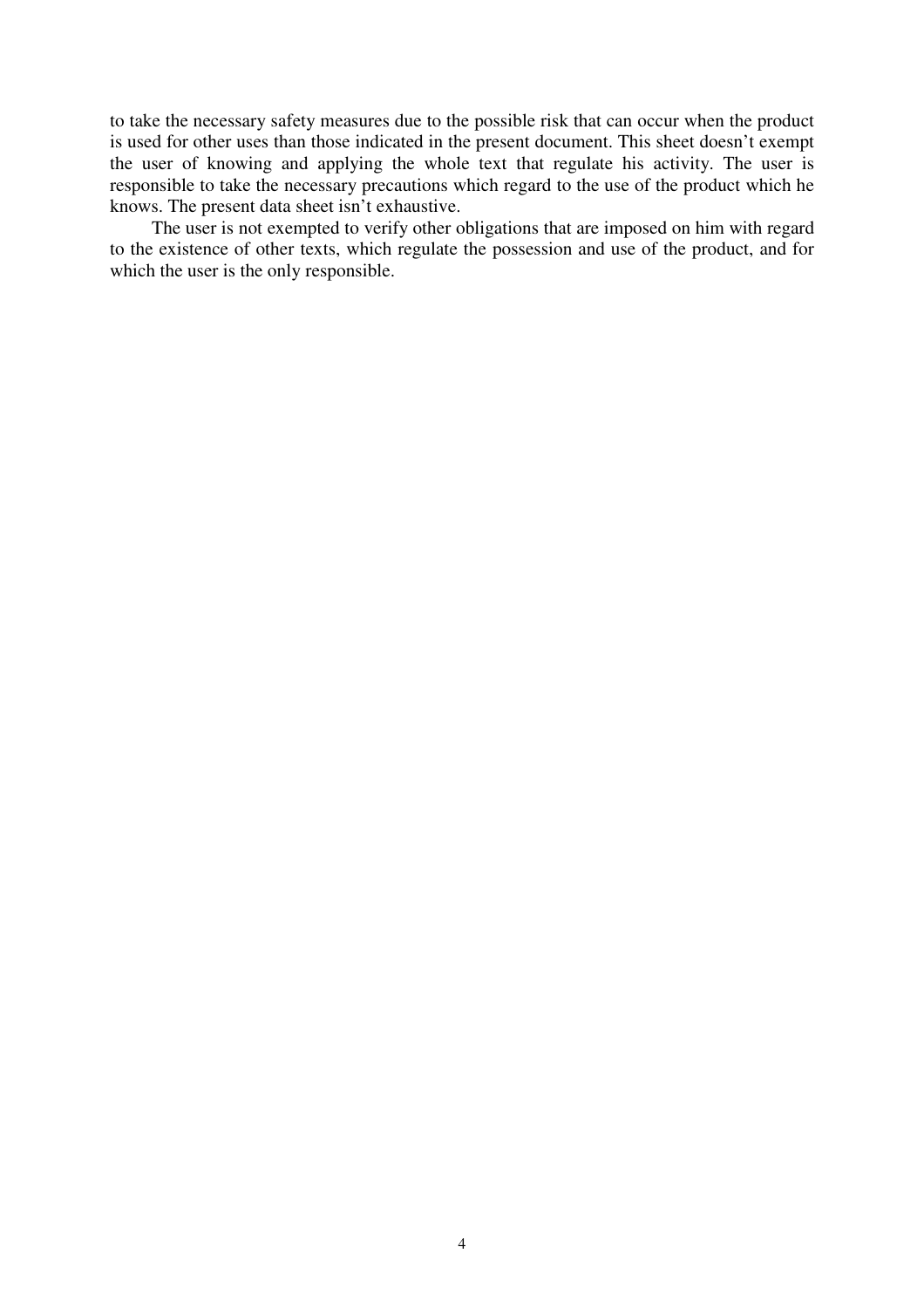to take the necessary safety measures due to the possible risk that can occur when the product is used for other uses than those indicated in the present document. This sheet doesn't exempt the user of knowing and applying the whole text that regulate his activity. The user is responsible to take the necessary precautions which regard to the use of the product which he knows. The present data sheet isn't exhaustive.

The user is not exempted to verify other obligations that are imposed on him with regard to the existence of other texts, which regulate the possession and use of the product, and for which the user is the only responsible.